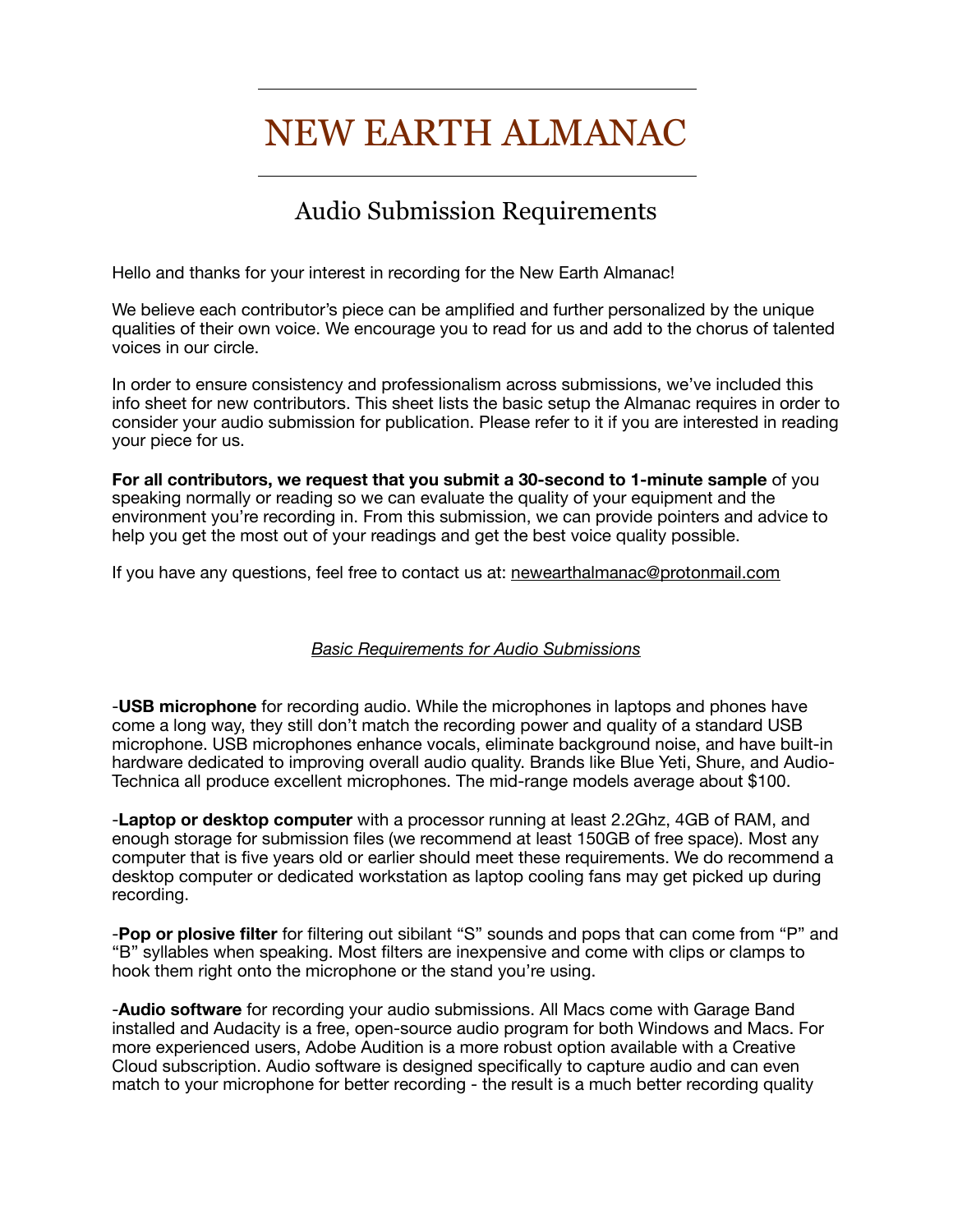# NEW EARTH ALMANAC

## Audio Submission Requirements

Hello and thanks for your interest in recording for the New Earth Almanac!

We believe each contributor's piece can be amplified and further personalized by the unique qualities of their own voice. We encourage you to read for us and add to the chorus of talented voices in our circle.

In order to ensure consistency and professionalism across submissions, we've included this info sheet for new contributors. This sheet lists the basic setup the Almanac requires in order to consider your audio submission for publication. Please refer to it if you are interested in reading your piece for us.

**For all contributors, we request that you submit a 30-second to 1-minute sample** of you speaking normally or reading so we can evaluate the quality of your equipment and the environment you're recording in. From this submission, we can provide pointers and advice to help you get the most out of your readings and get the best voice quality possible.

If you have any questions, feel free to contact us at: newearthalmanac@protonmail.com

*Basic Requirements for Audio Submissions*

-**USB microphone** for recording audio. While the microphones in laptops and phones have come a long way, they still don't match the recording power and quality of a standard USB microphone. USB microphones enhance vocals, eliminate background noise, and have built-in hardware dedicated to improving overall audio quality. Brands like Blue Yeti, Shure, and Audio-Technica all produce excellent microphones. The mid-range models average about $100.

-**Laptop or desktop computer** with a processor running at least 2.2Ghz, 4GB of RAM, and enough storage for submission files (we recommend at least 150GB of free space). Most any computer that is five years old or earlier should meet these requirements. We do recommend a desktop computer or dedicated workstation as laptop cooling fans may get picked up during recording.

-**Pop or plosive filter** for filtering out sibilant "S" sounds and pops that can come from "P" and "B" syllables when speaking. Most filters are inexpensive and come with clips or clamps to hook them right onto the microphone or the stand you're using.

-**Audio software** for recording your audio submissions. All Macs come with Garage Band installed and Audacity is a free, open-source audio program for both Windows and Macs. For more experienced users, Adobe Audition is a more robust option available with a Creative Cloud subscription. Audio software is designed specifically to capture audio and can even match to your microphone for better recording - the result is a much better recording quality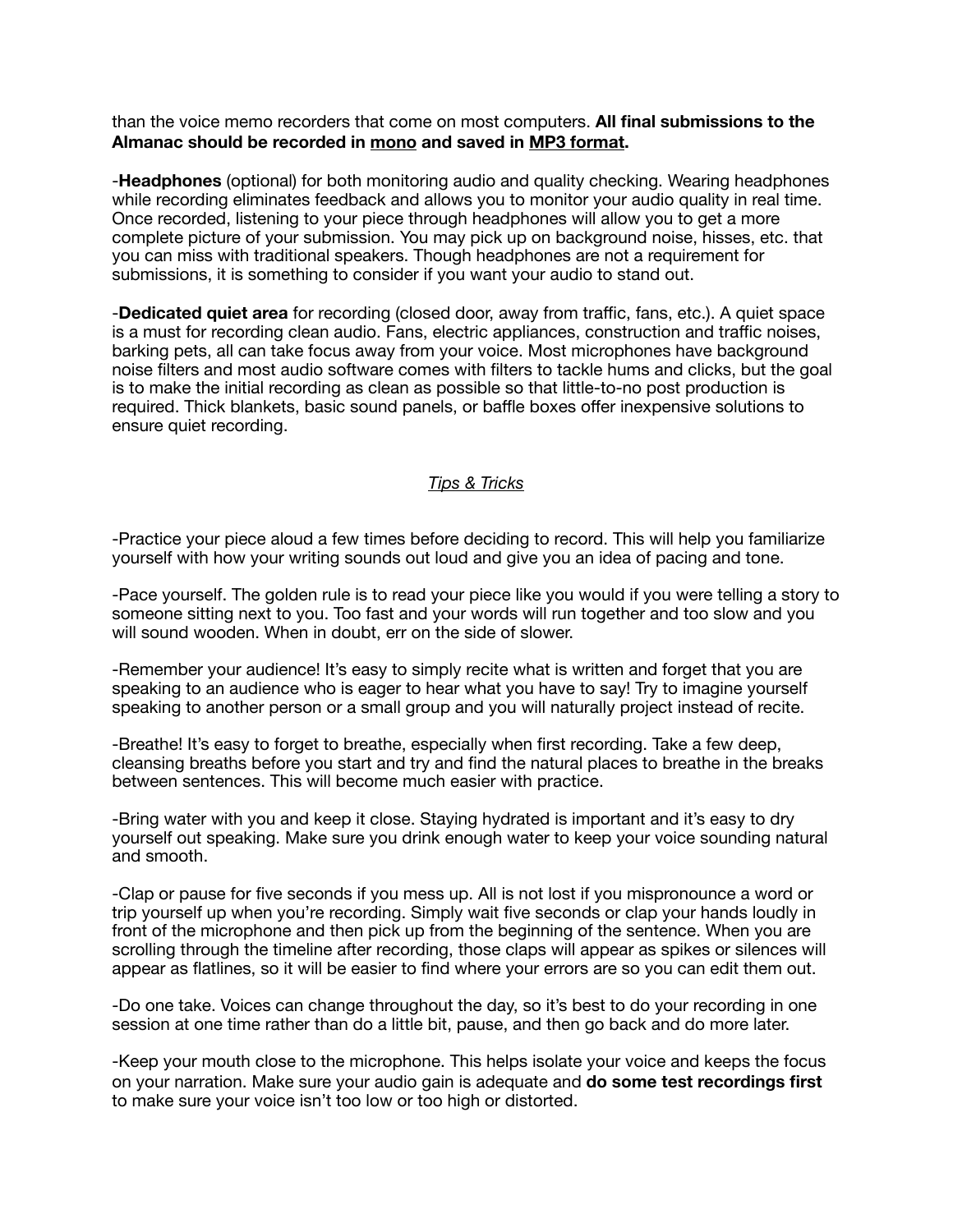than the voice memo recorders that come on most computers. **All final submissions to the Almanac should be recorded in <u>mono</u> and saved in <u>MP3 format</u>.**

-**Headphones** (optional) for both monitoring audio and quality checking. Wearing headphones while recording eliminates feedback and allows you to monitor your audio quality in real time. Once recorded, listening to your piece through headphones will allow you to get a more complete picture of your submission. You may pick up on background noise, hisses, etc. that you can miss with traditional speakers. Though headphones are not a requirement for submissions, it is something to consider if you want your audio to stand out.

-**Dedicated quiet area** for recording (closed door, away from traffic, fans, etc.). A quiet space is a must for recording clean audio. Fans, electric appliances, construction and traffic noises, barking pets, all can take focus away from your voice. Most microphones have background noise filters and most audio software comes with filters to tackle hums and clicks, but the goal is to make the initial recording as clean as possible so that little-to-no post production is required. Thick blankets, basic sound panels, or baffle boxes offer inexpensive solutions to ensure quiet recording.

## *<u>Tips & Tricks</u>*

-Practice your piece aloud a few times before deciding to record. This will help you familiarize yourself with how your writing sounds out loud and give you an idea of pacing and tone.

-Pace yourself. The golden rule is to read your piece like you would if you were telling a story to someone sitting next to you. Too fast and your words will run together and too slow and you will sound wooden. When in doubt, err on the side of slower.

-Remember your audience! It's easy to simply recite what is written and forget that you are speaking to an audience who is eager to hear what you have to say! Try to imagine yourself speaking to another person or a small group and you will naturally project instead of recite.

-Breathe! It's easy to forget to breathe, especially when first recording. Take a few deep, cleansing breaths before you start and try and find the natural places to breathe in the breaks between sentences. This will become much easier with practice.

-Bring water with you and keep it close. Staying hydrated is important and it's easy to dry yourself out speaking. Make sure you drink enough water to keep your voice sounding natural and smooth.

-Clap or pause for five seconds if you mess up. All is not lost if you mispronounce a word or trip yourself up when you're recording. Simply wait five seconds or clap your hands loudly in front of the microphone and then pick up from the beginning of the sentence. When you are scrolling through the timeline after recording, those claps will appear as spikes or silences will appear as flatlines, so it will be easier to find where your errors are so you can edit them out.

-Do one take. Voices can change throughout the day, so it's best to do your recording in one session at one time rather than do a little bit, pause, and then go back and do more later.

-Keep your mouth close to the microphone. This helps isolate your voice and keeps the focus on your narration. Make sure your audio gain is adequate and **do some test recordings first** to make sure your voice isn't too low or too high or distorted.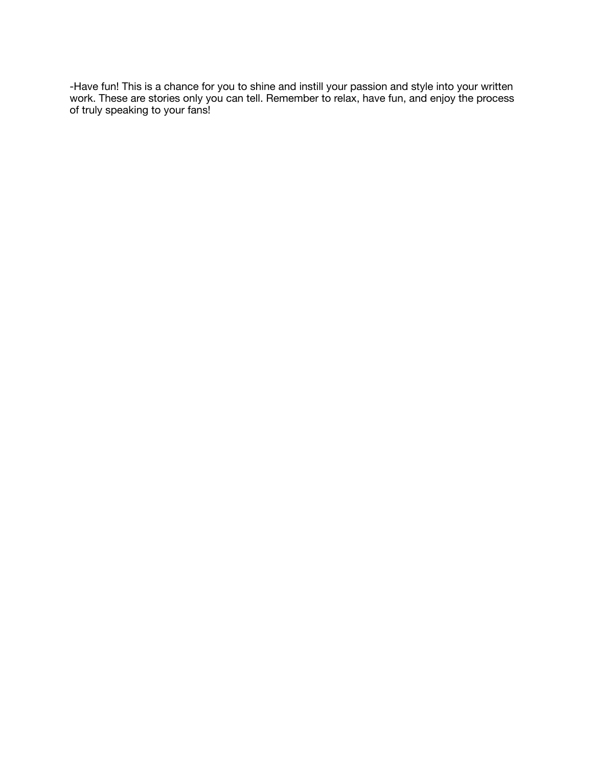-Have fun! This is a chance for you to shine and instill your passion and style into your written work. These are stories only you can tell. Remember to relax, have fun, and enjoy the process of truly speaking to your fans!